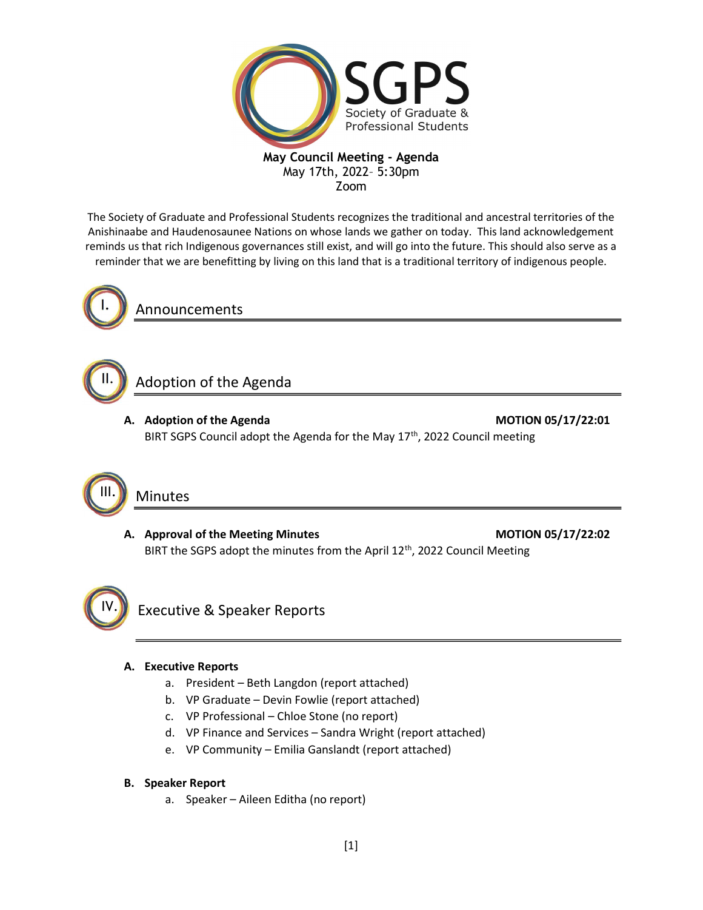SGPS

Society of Graduate & Professional Students

**May Council Meeting - Agenda**
May 17th, 2022– 5:30pm
Zoom

The Society of Graduate and Professional Students recognizes the traditional and ancestral territories of the Anishinaabe and Haudenosaunee Nations on whose lands we gather on today. This land acknowledgement reminds us that rich Indigenous governances still exist, and will go into the future. This should also serve as a reminder that we are benefitting by living on this land that is a traditional territory of indigenous people.

## I. Announcements

## II. Adoption of the Agenda

**A. Adoption of the Agenda** **MOTION 05/17/22:01**

BIRT SGPS Council adopt the Agenda for the May 17th, 2022 Council meeting

## III. Minutes

**A. Approval of the Meeting Minutes** **MOTION 05/17/22:02**

BIRT the SGPS adopt the minutes from the April 12th, 2022 Council Meeting

## IV. Executive & Speaker Reports

**A. Executive Reports**

a. President – Beth Langdon (report attached)
b. VP Graduate – Devin Fowlie (report attached)
c. VP Professional – Chloe Stone (no report)
d. VP Finance and Services – Sandra Wright (report attached)
e. VP Community – Emilia Ganslandt (report attached)

**B. Speaker Report**

a. Speaker – Aileen Editha (no report)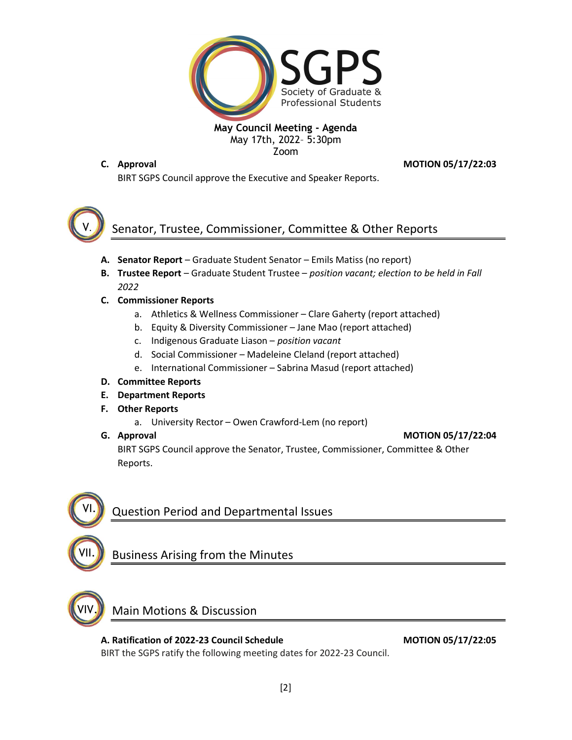**May Council Meeting - Agenda**
May 17th, 2022– 5:30pm
Zoom

**C. Approval** **MOTION 05/17/22:03**
BIRT SGPS Council approve the Executive and Speaker Reports.

## V. Senator, Trustee, Commissioner, Committee & Other Reports

**A. Senator Report** – Graduate Student Senator – Emils Matiss (no report)

**B. Trustee Report** – Graduate Student Trustee – *position vacant; election to be held in Fall 2022*

**C. Commissioner Reports**

a. Athletics & Wellness Commissioner – Clare Gaherty (report attached)
b. Equity & Diversity Commissioner – Jane Mao (report attached)
c. Indigenous Graduate Liason – *position vacant*
d. Social Commissioner – Madeleine Cleland (report attached)
e. International Commissioner – Sabrina Masud (report attached)

**D. Committee Reports**

**E. Department Reports**

**F. Other Reports**

a. University Rector – Owen Crawford-Lem (no report)

**G. Approval** **MOTION 05/17/22:04**
BIRT SGPS Council approve the Senator, Trustee, Commissioner, Committee & Other Reports.

## VI. Question Period and Departmental Issues

## VII. Business Arising from the Minutes

## VIV. Main Motions & Discussion

**A. Ratification of 2022-23 Council Schedule** **MOTION 05/17/22:05**
BIRT the SGPS ratify the following meeting dates for 2022-23 Council.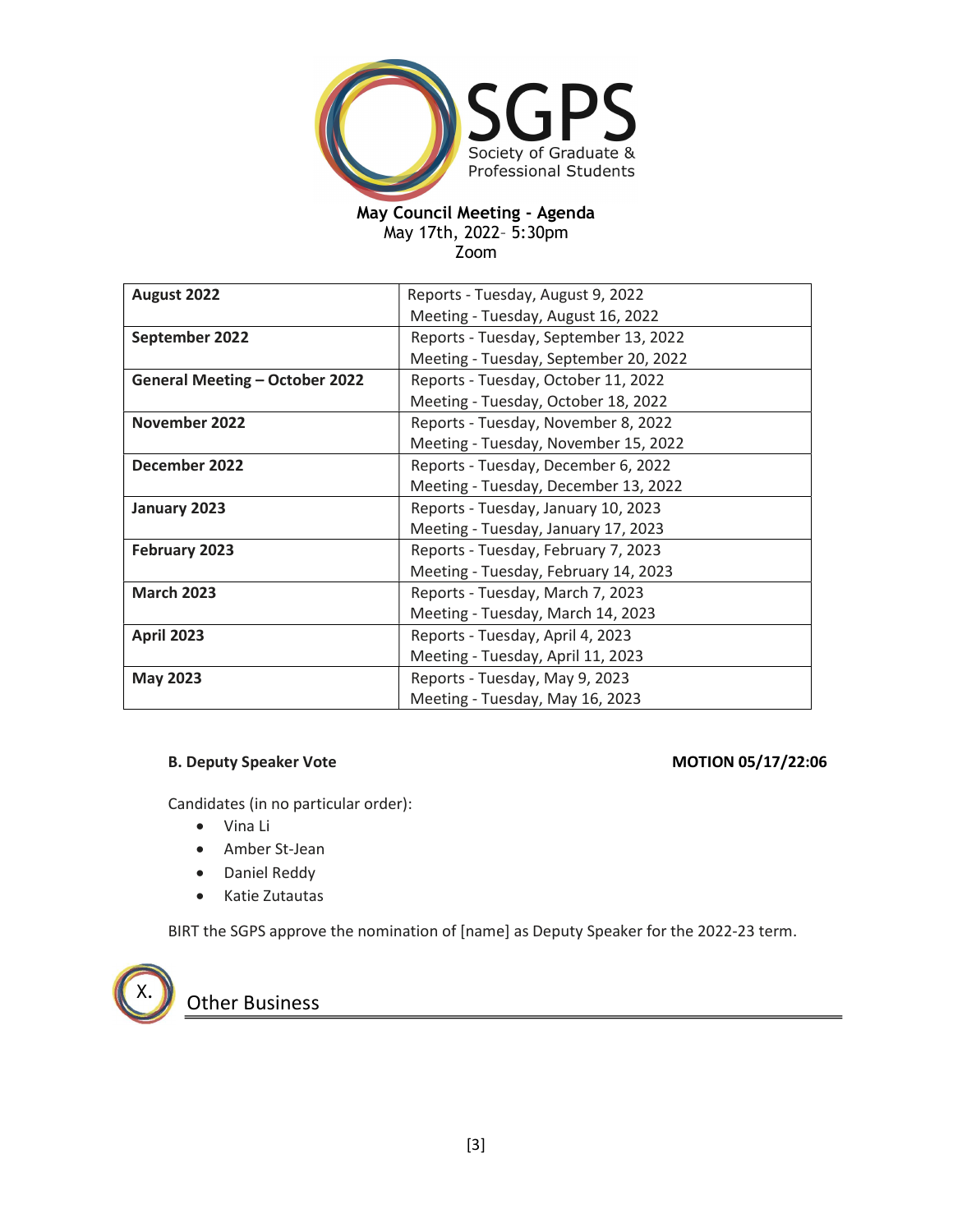**May Council Meeting - Agenda**
May 17th, 2022– 5:30pm
Zoom

| | |
|---|---|
| **August 2022** | Reports - Tuesday, August 9, 2022<br>Meeting - Tuesday, August 16, 2022 |
| **September 2022** | Reports - Tuesday, September 13, 2022<br>Meeting - Tuesday, September 20, 2022 |
| **General Meeting – October 2022** | Reports - Tuesday, October 11, 2022<br>Meeting - Tuesday, October 18, 2022 |
| **November 2022** | Reports - Tuesday, November 8, 2022<br>Meeting - Tuesday, November 15, 2022 |
| **December 2022** | Reports - Tuesday, December 6, 2022<br>Meeting - Tuesday, December 13, 2022 |
| **January 2023** | Reports - Tuesday, January 10, 2023<br>Meeting - Tuesday, January 17, 2023 |
| **February 2023** | Reports - Tuesday, February 7, 2023<br>Meeting - Tuesday, February 14, 2023 |
| **March 2023** | Reports - Tuesday, March 7, 2023<br>Meeting - Tuesday, March 14, 2023 |
| **April 2023** | Reports - Tuesday, April 4, 2023<br>Meeting - Tuesday, April 11, 2023 |
| **May 2023** | Reports - Tuesday, May 9, 2023<br>Meeting - Tuesday, May 16, 2023 |

### B. Deputy Speaker Vote — MOTION 05/17/22:06

Candidates (in no particular order):

- Vina Li
- Amber St-Jean
- Daniel Reddy
- Katie Zutautas

BIRT the SGPS approve the nomination of [name] as Deputy Speaker for the 2022-23 term.

## X. Other Business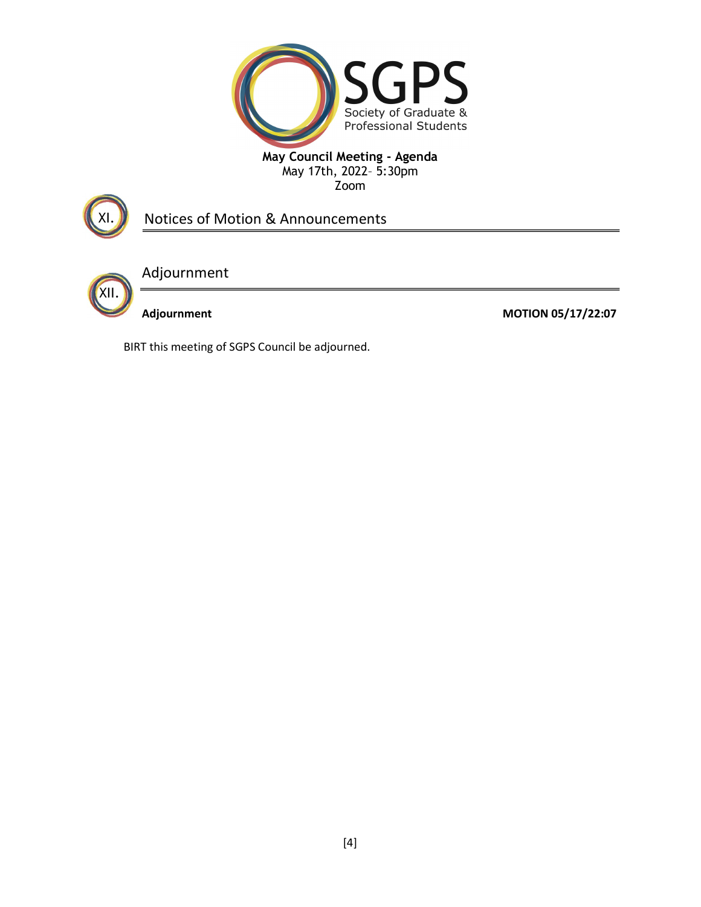**May Council Meeting - Agenda**
May 17th, 2022– 5:30pm
Zoom

## XI. Notices of Motion & Announcements

## XII. Adjournment

**Adjournment** **MOTION 05/17/22:07**

BIRT this meeting of SGPS Council be adjourned.